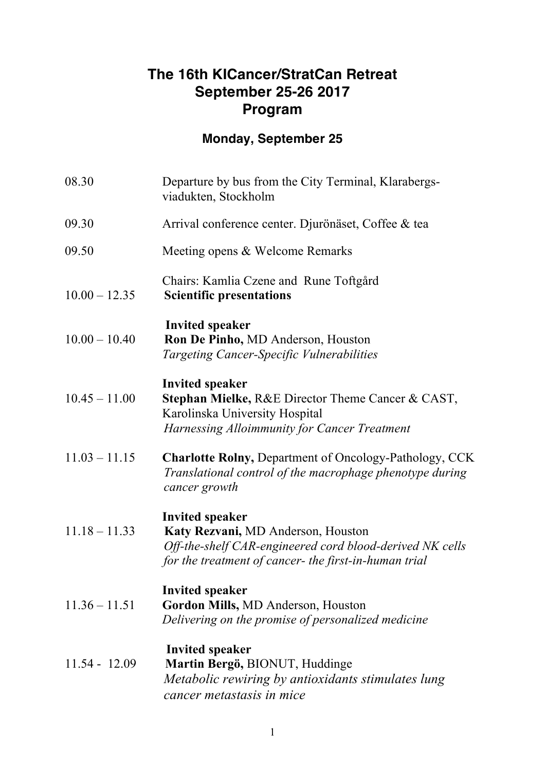# The 16th KICancer/StratCan Retreat
# September 25-26 2017
# Program

## Monday, September 25

08.30 Departure by bus from the City Terminal, Klarabergs-viadukten, Stockholm

09.30 Arrival conference center. Djurönäset, Coffee & tea

09.50 Meeting opens & Welcome Remarks

Chairs: Kamlia Czene and Rune Toftgård

10.00 – 12.35 **Scientific presentations**

**Invited speaker**
10.00 – 10.40 **Ron De Pinho,** MD Anderson, Houston
*Targeting Cancer-Specific Vulnerabilities*

**Invited speaker**
10.45 – 11.00 **Stephan Mielke,** R&E Director Theme Cancer & CAST, Karolinska University Hospital
*Harnessing Alloimmunity for Cancer Treatment*

11.03 – 11.15 **Charlotte Rolny,** Department of Oncology-Pathology, CCK
*Translational control of the macrophage phenotype during cancer growth*

**Invited speaker**
11.18 – 11.33 **Katy Rezvani,** MD Anderson, Houston
*Off-the-shelf CAR-engineered cord blood-derived NK cells for the treatment of cancer- the first-in-human trial*

**Invited speaker**
11.36 – 11.51 **Gordon Mills,** MD Anderson, Houston
*Delivering on the promise of personalized medicine*

**Invited speaker**
11.54 - 12.09 **Martin Bergö,** BIONUT, Huddinge
*Metabolic rewiring by antioxidants stimulates lung cancer metastasis in mice*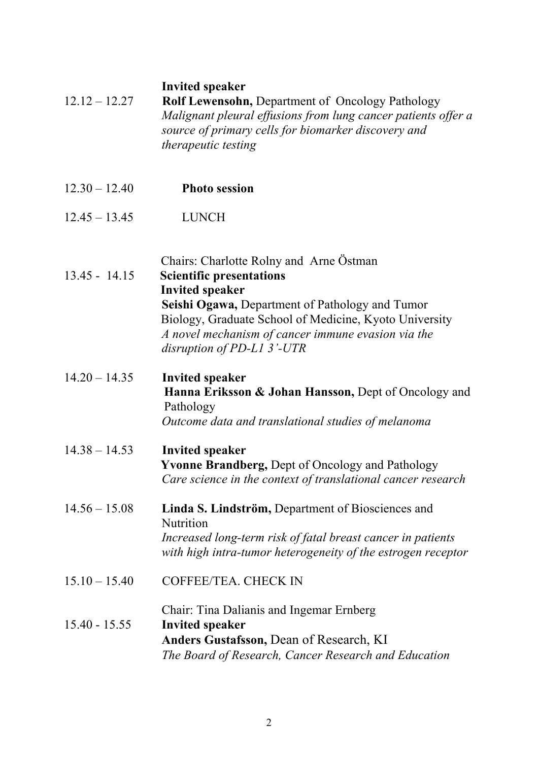12.12 – 12.27 **Invited speaker**
**Rolf Lewensohn,** Department of Oncology Pathology
*Malignant pleural effusions from lung cancer patients offer a source of primary cells for biomarker discovery and therapeutic testing*

12.30 – 12.40 **Photo session**

12.45 – 13.45 LUNCH

Chairs: Charlotte Rolny and Arne Östman

13.45 - 14.15 **Scientific presentations**
**Invited speaker**
**Seishi Ogawa,** Department of Pathology and Tumor Biology, Graduate School of Medicine, Kyoto University
*A novel mechanism of cancer immune evasion via the disruption of PD-L1 3'-UTR*

14.20 – 14.35 **Invited speaker**
**Hanna Eriksson & Johan Hansson,** Dept of Oncology and Pathology
*Outcome data and translational studies of melanoma*

14.38 – 14.53 **Invited speaker**
**Yvonne Brandberg,** Dept of Oncology and Pathology
*Care science in the context of translational cancer research*

14.56 – 15.08 **Linda S. Lindström,** Department of Biosciences and Nutrition
*Increased long-term risk of fatal breast cancer in patients with high intra-tumor heterogeneity of the estrogen receptor*

15.10 – 15.40 COFFEE/TEA. CHECK IN

Chair: Tina Dalianis and Ingemar Ernberg

15.40 - 15.55 **Invited speaker**
**Anders Gustafsson,** Dean of Research, KI
*The Board of Research, Cancer Research and Education*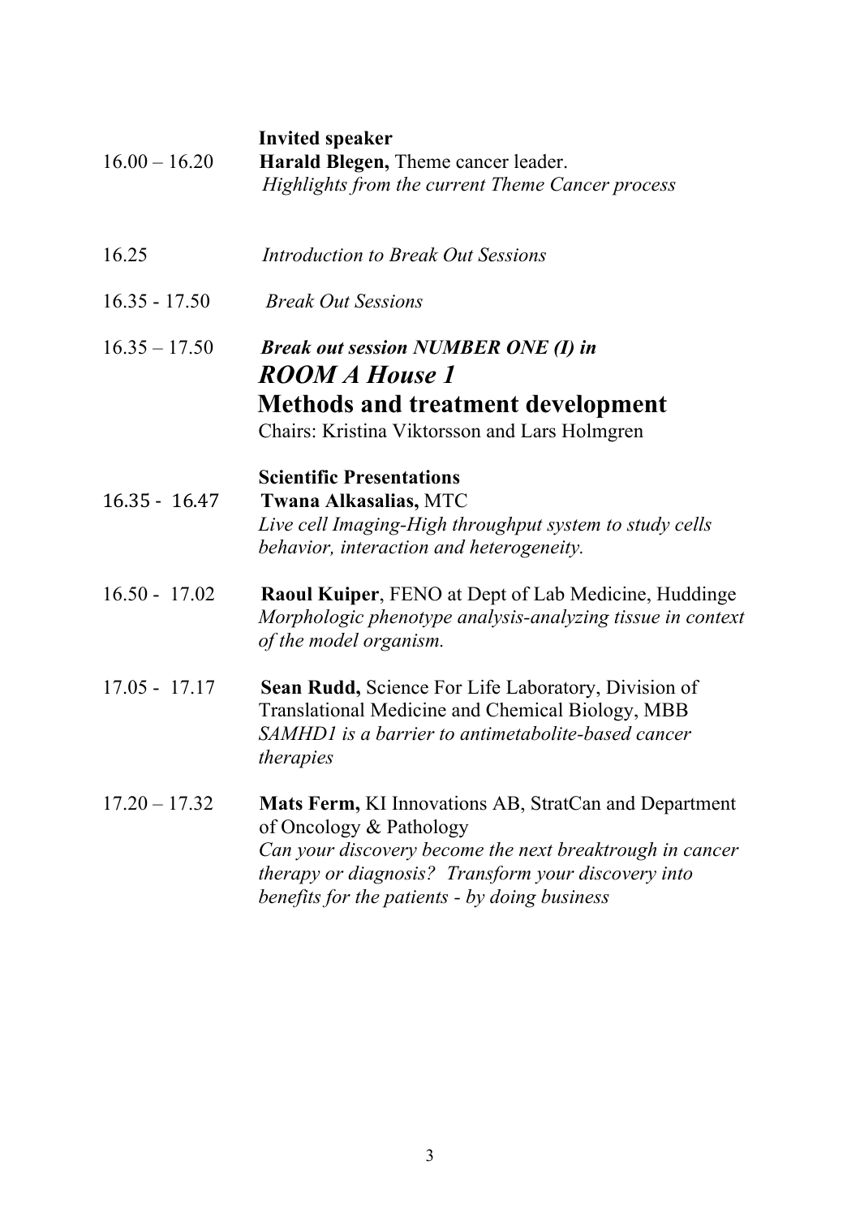16.00 – 16.20 **Invited speaker**
**Harald Blegen,** Theme cancer leader.
*Highlights from the current Theme Cancer process*

16.25 *Introduction to Break Out Sessions*

16.35 - 17.50 *Break Out Sessions*

16.35 – 17.50 ***Break out session NUMBER ONE (I) in***

***ROOM A House 1***

**Methods and treatment development**

Chairs: Kristina Viktorsson and Lars Holmgren

**Scientific Presentations**

16.35 - 16.47 **Twana Alkasalias,** MTC
*Live cell Imaging-High throughput system to study cells behavior, interaction and heterogeneity.*

16.50 - 17.02 **Raoul Kuiper**, FENO at Dept of Lab Medicine, Huddinge
*Morphologic phenotype analysis-analyzing tissue in context of the model organism.*

17.05 - 17.17 **Sean Rudd,** Science For Life Laboratory, Division of Translational Medicine and Chemical Biology, MBB
*SAMHD1 is a barrier to antimetabolite-based cancer therapies*

17.20 – 17.32 **Mats Ferm,** KI Innovations AB, StratCan and Department of Oncology & Pathology
*Can your discovery become the next breaktrough in cancer therapy or diagnosis? Transform your discovery into benefits for the patients - by doing business*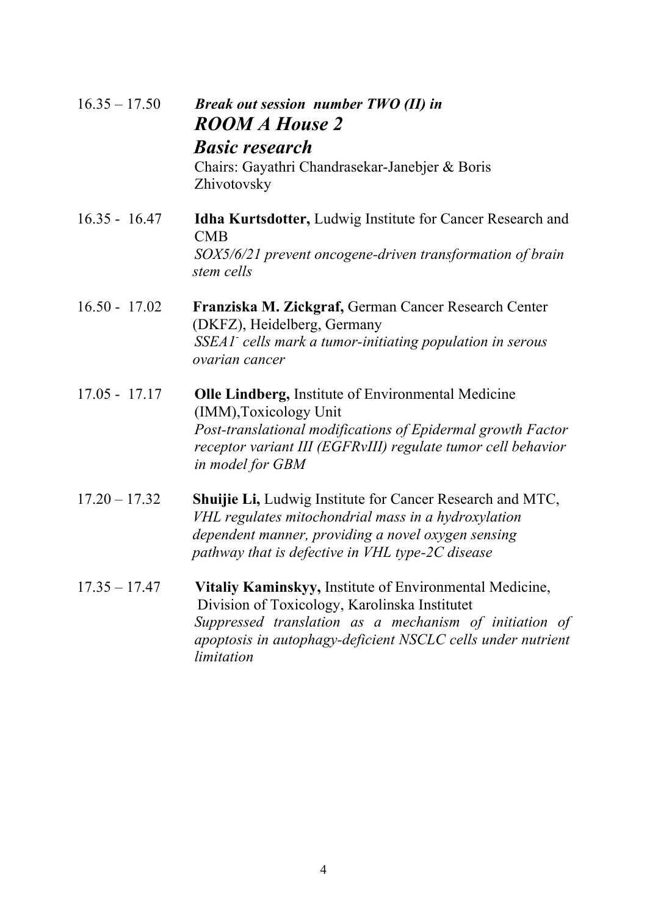16.35 – 17.50 ***Break out session number TWO (II) in***

## *ROOM A House 2*

## *Basic research*

Chairs: Gayathri Chandrasekar-Janebjer & Boris Zhivotovsky

16.35 - 16.47 **Idha Kurtsdotter,** Ludwig Institute for Cancer Research and CMB
*SOX5/6/21 prevent oncogene-driven transformation of brain stem cells*

16.50 - 17.02 **Franziska M. Zickgraf,** German Cancer Research Center (DKFZ), Heidelberg, Germany
*$SSEA1^{-}$ cells mark a tumor-initiating population in serous ovarian cancer*

17.05 - 17.17 **Olle Lindberg,** Institute of Environmental Medicine (IMM),Toxicology Unit
*Post-translational modifications of Epidermal growth Factor receptor variant III (EGFRvIII) regulate tumor cell behavior in model for GBM*

17.20 – 17.32 **Shuijie Li,** Ludwig Institute for Cancer Research and MTC,
*VHL regulates mitochondrial mass in a hydroxylation dependent manner, providing a novel oxygen sensing pathway that is defective in VHL type-2C disease*

17.35 – 17.47 **Vitaliy Kaminskyy,** Institute of Environmental Medicine, Division of Toxicology, Karolinska Institutet
*Suppressed translation as a mechanism of initiation of apoptosis in autophagy-deficient NSCLC cells under nutrient limitation*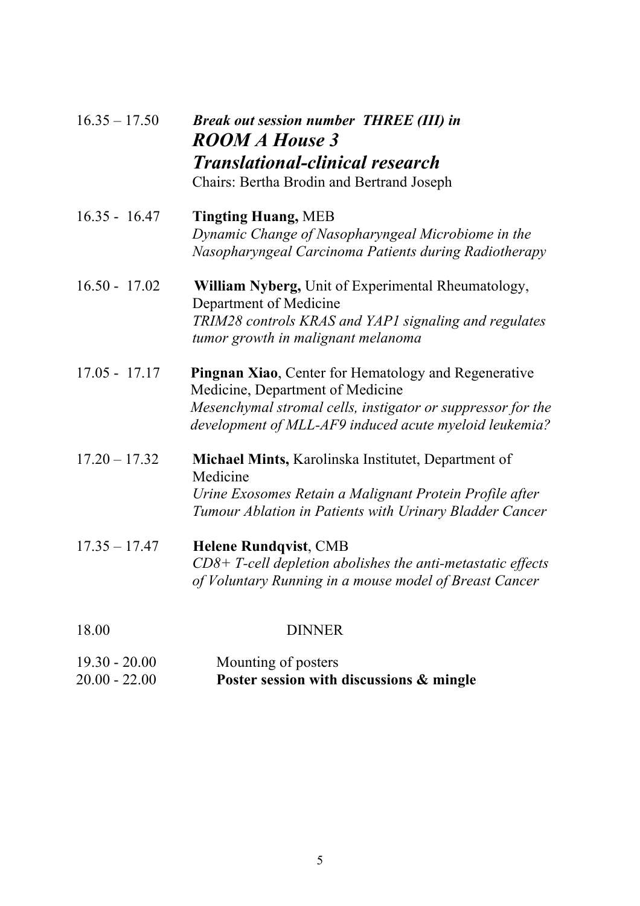16.35 – 17.50 ***Break out session number THREE (III) in***
***ROOM A House 3***
***Translational-clinical research***
Chairs: Bertha Brodin and Bertrand Joseph

16.35 - 16.47 **Tingting Huang,** MEB
*Dynamic Change of Nasopharyngeal Microbiome in the Nasopharyngeal Carcinoma Patients during Radiotherapy*

16.50 - 17.02 **William Nyberg,** Unit of Experimental Rheumatology, Department of Medicine
*TRIM28 controls KRAS and YAP1 signaling and regulates tumor growth in malignant melanoma*

17.05 - 17.17 **Pingnan Xiao**, Center for Hematology and Regenerative Medicine, Department of Medicine
*Mesenchymal stromal cells, instigator or suppressor for the development of MLL-AF9 induced acute myeloid leukemia?*

17.20 – 17.32 **Michael Mints,** Karolinska Institutet, Department of Medicine
*Urine Exosomes Retain a Malignant Protein Profile after Tumour Ablation in Patients with Urinary Bladder Cancer*

17.35 – 17.47 **Helene Rundqvist**, CMB
*CD8+ T-cell depletion abolishes the anti-metastatic effects of Voluntary Running in a mouse model of Breast Cancer*

18.00 DINNER

19.30 - 20.00 Mounting of posters
20.00 - 22.00 **Poster session with discussions & mingle**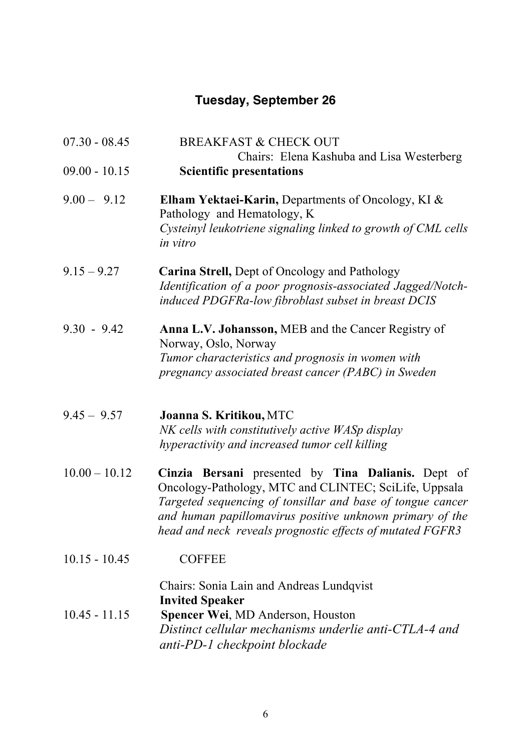## Tuesday, September 26

| | |
|---|---|
| 07.30 - 08.45 | BREAKFAST & CHECK OUT |
| | Chairs: Elena Kashuba and Lisa Westerberg |
| 09.00 - 10.15 | **Scientific presentations** |
| 9.00 – 9.12 | **Elham Yektaei-Karin,** Departments of Oncology, KI & Pathology and Hematology, K<br>*Cysteinyl leukotriene signaling linked to growth of CML cells in vitro* |
| 9.15 – 9.27 | **Carina Strell,** Dept of Oncology and Pathology<br>*Identification of a poor prognosis-associated Jagged/Notch-induced PDGFRa-low fibroblast subset in breast DCIS* |
| 9.30 - 9.42 | **Anna L.V. Johansson,** MEB and the Cancer Registry of Norway, Oslo, Norway<br>*Tumor characteristics and prognosis in women with pregnancy associated breast cancer (PABC) in Sweden* |
| 9.45 – 9.57 | **Joanna S. Kritikou,** MTC<br>*NK cells with constitutively active WASp display hyperactivity and increased tumor cell killing* |
| 10.00 – 10.12 | **Cinzia Bersani** presented by **Tina Dalianis.** Dept of Oncology-Pathology, MTC and CLINTEC; SciLife, Uppsala<br>*Targeted sequencing of tonsillar and base of tongue cancer and human papillomavirus positive unknown primary of the head and neck reveals prognostic effects of mutated FGFR3* |
| 10.15 - 10.45 | COFFEE |
| | Chairs: Sonia Lain and Andreas Lundqvist |
| | **Invited Speaker** |
| 10.45 - 11.15 | **Spencer Wei**, MD Anderson, Houston<br>*Distinct cellular mechanisms underlie anti-CTLA-4 and anti-PD-1 checkpoint blockade* |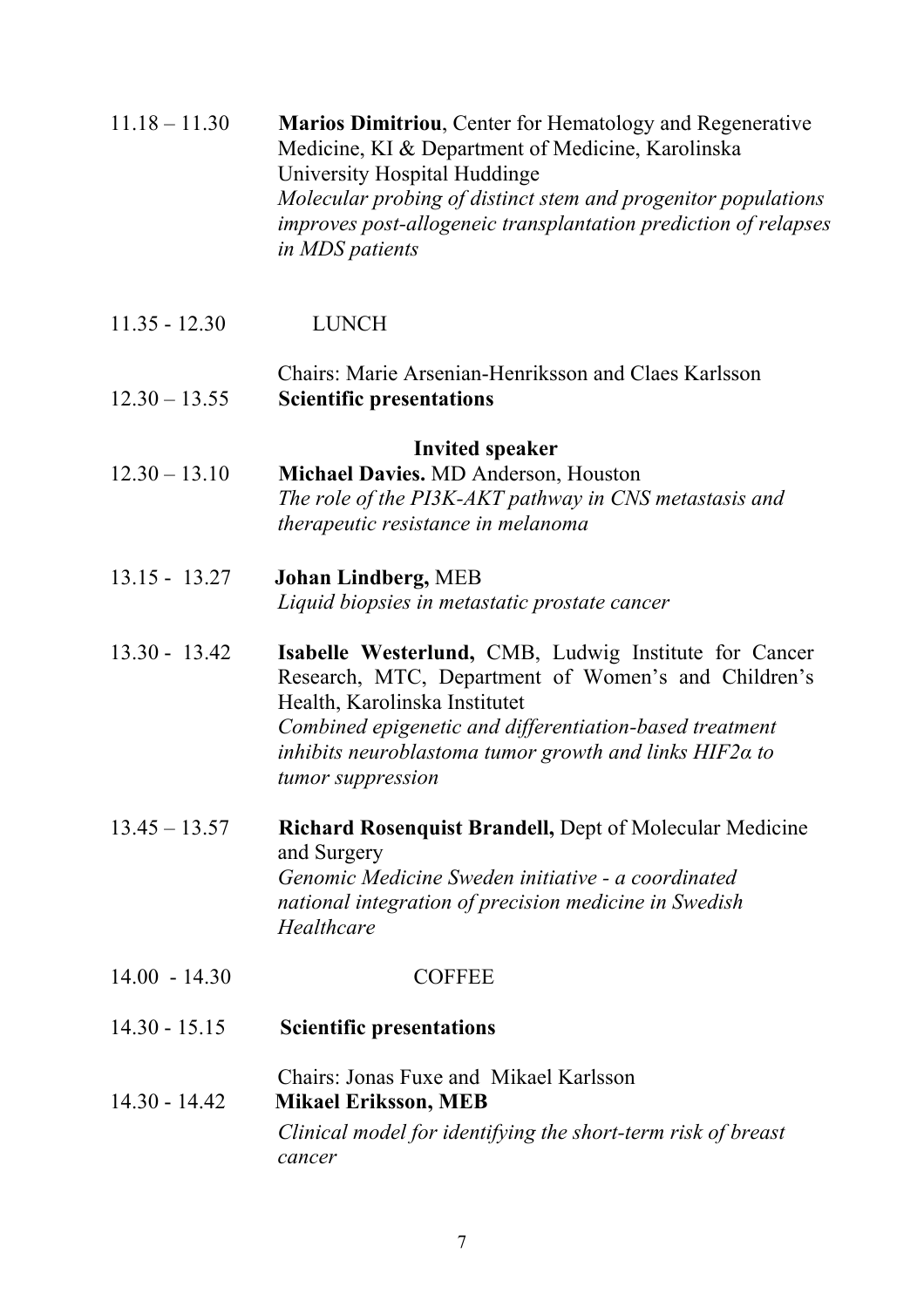11.18 – 11.30 **Marios Dimitriou**, Center for Hematology and Regenerative Medicine, KI & Department of Medicine, Karolinska University Hospital Huddinge
*Molecular probing of distinct stem and progenitor populations improves post-allogeneic transplantation prediction of relapses in MDS patients*

11.35 - 12.30 LUNCH

Chairs: Marie Arsenian-Henriksson and Claes Karlsson

12.30 – 13.55 **Scientific presentations**

**Invited speaker**

12.30 – 13.10 **Michael Davies.** MD Anderson, Houston
*The role of the PI3K-AKT pathway in CNS metastasis and therapeutic resistance in melanoma*

13.15 - 13.27 **Johan Lindberg,** MEB
*Liquid biopsies in metastatic prostate cancer*

13.30 - 13.42 **Isabelle Westerlund,** CMB, Ludwig Institute for Cancer Research, MTC, Department of Women's and Children's Health, Karolinska Institutet
*Combined epigenetic and differentiation-based treatment inhibits neuroblastoma tumor growth and links HIF2α to tumor suppression*

13.45 – 13.57 **Richard Rosenquist Brandell,** Dept of Molecular Medicine and Surgery
*Genomic Medicine Sweden initiative - a coordinated national integration of precision medicine in Swedish Healthcare*

14.00 - 14.30 COFFEE

14.30 - 15.15 **Scientific presentations**

Chairs: Jonas Fuxe and Mikael Karlsson

14.30 - 14.42 **Mikael Eriksson, MEB**
*Clinical model for identifying the short-term risk of breast cancer*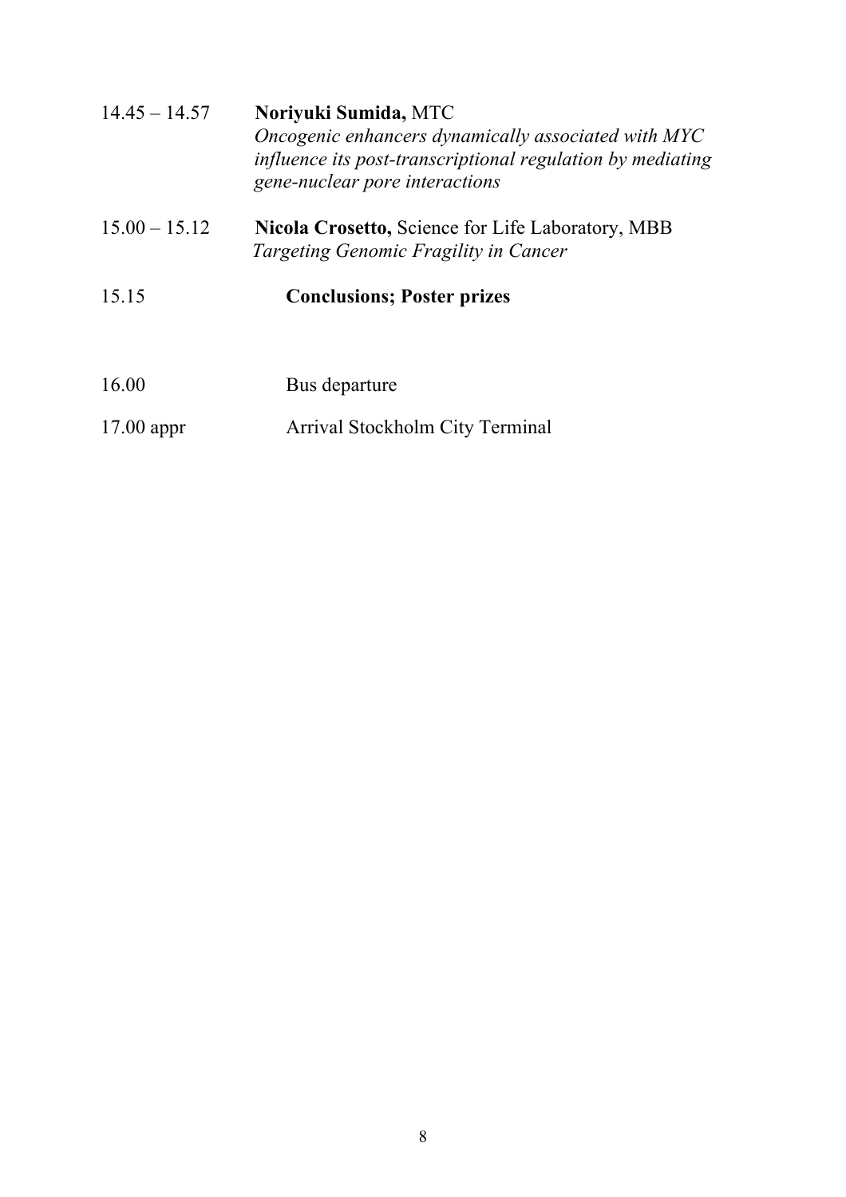14.45 – 14.57 **Noriyuki Sumida,** MTC
*Oncogenic enhancers dynamically associated with MYC influence its post-transcriptional regulation by mediating gene-nuclear pore interactions*

15.00 – 15.12 **Nicola Crosetto,** Science for Life Laboratory, MBB
*Targeting Genomic Fragility in Cancer*

15.15 **Conclusions; Poster prizes**

16.00 Bus departure

17.00 appr Arrival Stockholm City Terminal